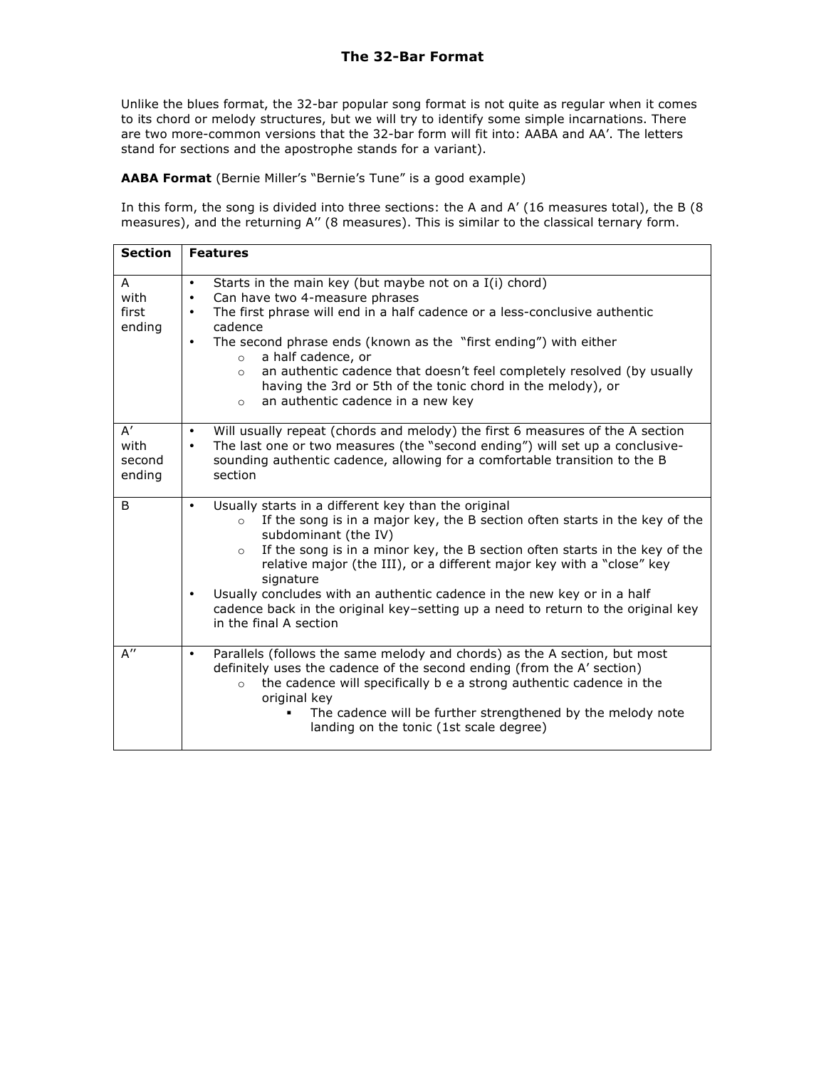# The 32-Bar Format

Unlike the blues format, the 32-bar popular song format is not quite as regular when it comes to its chord or melody structures, but we will try to identify some simple incarnations. There are two more-common versions that the 32-bar form will fit into: AABA and AA'. The letters stand for sections and the apostrophe stands for a variant).

**AABA Format** (Bernie Miller's "Bernie's Tune" is a good example)

In this form, the song is divided into three sections: the A and A' (16 measures total), the B (8 measures), and the returning A'' (8 measures). This is similar to the classical ternary form.

| **Section** | **Features** |
|---|---|
| A with first ending | • Starts in the main key (but maybe not on a I(i) chord)<br>• Can have two 4-measure phrases<br>• The first phrase will end in a half cadence or a less-conclusive authentic cadence<br>• The second phrase ends (known as the "first ending") with either<br>&nbsp;&nbsp;&nbsp;&nbsp;○ a half cadence, or<br>&nbsp;&nbsp;&nbsp;&nbsp;○ an authentic cadence that doesn't feel completely resolved (by usually having the 3rd or 5th of the tonic chord in the melody), or<br>&nbsp;&nbsp;&nbsp;&nbsp;○ an authentic cadence in a new key |
| A' with second ending | • Will usually repeat (chords and melody) the first 6 measures of the A section<br>• The last one or two measures (the "second ending") will set up a conclusive-sounding authentic cadence, allowing for a comfortable transition to the B section |
| B | • Usually starts in a different key than the original<br>&nbsp;&nbsp;&nbsp;&nbsp;○ If the song is in a major key, the B section often starts in the key of the subdominant (the IV)<br>&nbsp;&nbsp;&nbsp;&nbsp;○ If the song is in a minor key, the B section often starts in the key of the relative major (the III), or a different major key with a "close" key signature<br>• Usually concludes with an authentic cadence in the new key or in a half cadence back in the original key–setting up a need to return to the original key in the final A section |
| A'' | • Parallels (follows the same melody and chords) as the A section, but most definitely uses the cadence of the second ending (from the A' section)<br>&nbsp;&nbsp;&nbsp;&nbsp;○ the cadence will specifically b e a strong authentic cadence in the original key<br>&nbsp;&nbsp;&nbsp;&nbsp;&nbsp;&nbsp;&nbsp;&nbsp;▪ The cadence will be further strengthened by the melody note landing on the tonic (1st scale degree) |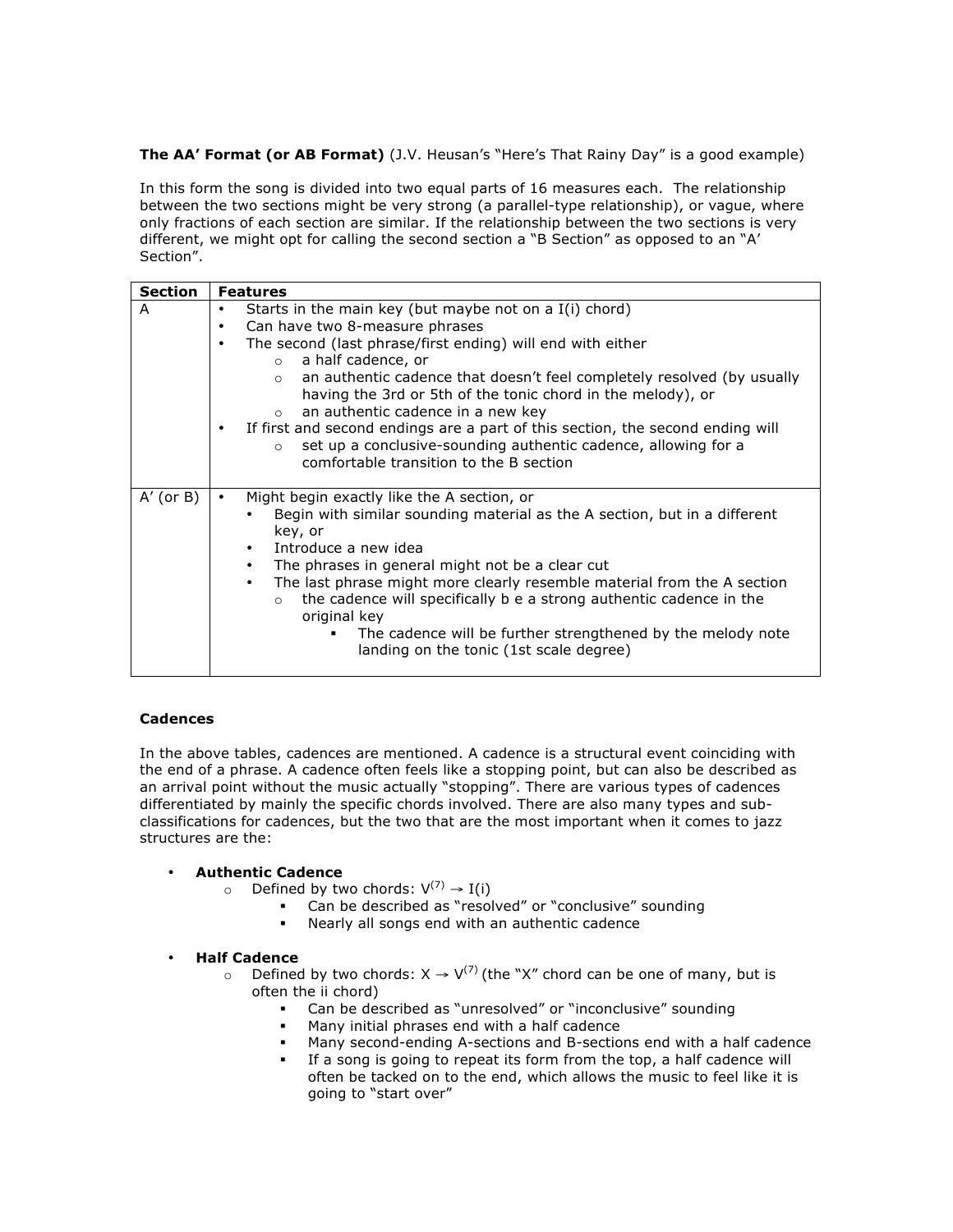**The AA' Format (or AB Format)** (J.V. Heusan's "Here's That Rainy Day" is a good example)

In this form the song is divided into two equal parts of 16 measures each. The relationship between the two sections might be very strong (a parallel-type relationship), or vague, where only fractions of each section are similar. If the relationship between the two sections is very different, we might opt for calling the second section a "B Section" as opposed to an "A' Section".

| **Section** | **Features** |
|---|---|
| A | • Starts in the main key (but maybe not on a I(i) chord)<br>• Can have two 8-measure phrases<br>• The second (last phrase/first ending) will end with either<br>&nbsp;&nbsp;&nbsp;&nbsp;○ a half cadence, or<br>&nbsp;&nbsp;&nbsp;&nbsp;○ an authentic cadence that doesn't feel completely resolved (by usually having the 3rd or 5th of the tonic chord in the melody), or<br>&nbsp;&nbsp;&nbsp;&nbsp;○ an authentic cadence in a new key<br>• If first and second endings are a part of this section, the second ending will<br>&nbsp;&nbsp;&nbsp;&nbsp;○ set up a conclusive-sounding authentic cadence, allowing for a comfortable transition to the B section |
| A' (or B) | • Might begin exactly like the A section, or<br>&nbsp;&nbsp;&nbsp;&nbsp;• Begin with similar sounding material as the A section, but in a different key, or<br>&nbsp;&nbsp;&nbsp;&nbsp;• Introduce a new idea<br>&nbsp;&nbsp;&nbsp;&nbsp;• The phrases in general might not be a clear cut<br>&nbsp;&nbsp;&nbsp;&nbsp;• The last phrase might more clearly resemble material from the A section<br>&nbsp;&nbsp;&nbsp;&nbsp;&nbsp;&nbsp;&nbsp;&nbsp;○ the cadence will specifically b e a strong authentic cadence in the original key<br>&nbsp;&nbsp;&nbsp;&nbsp;&nbsp;&nbsp;&nbsp;&nbsp;&nbsp;&nbsp;&nbsp;&nbsp;▪ The cadence will be further strengthened by the melody note landing on the tonic (1st scale degree) |

**Cadences**

In the above tables, cadences are mentioned. A cadence is a structural event coinciding with the end of a phrase. A cadence often feels like a stopping point, but can also be described as an arrival point without the music actually "stopping". There are various types of cadences differentiated by mainly the specific chords involved. There are also many types and sub-classifications for cadences, but the two that are the most important when it comes to jazz structures are the:

- **Authentic Cadence**
  - Defined by two chords: $V^{(7)} \rightarrow I(i)$
    - Can be described as "resolved" or "conclusive" sounding
    - Nearly all songs end with an authentic cadence

- **Half Cadence**
  - Defined by two chords: $X \rightarrow V^{(7)}$ (the "X" chord can be one of many, but is often the ii chord)
    - Can be described as "unresolved" or "inconclusive" sounding
    - Many initial phrases end with a half cadence
    - Many second-ending A-sections and B-sections end with a half cadence
    - If a song is going to repeat its form from the top, a half cadence will often be tacked on to the end, which allows the music to feel like it is going to "start over"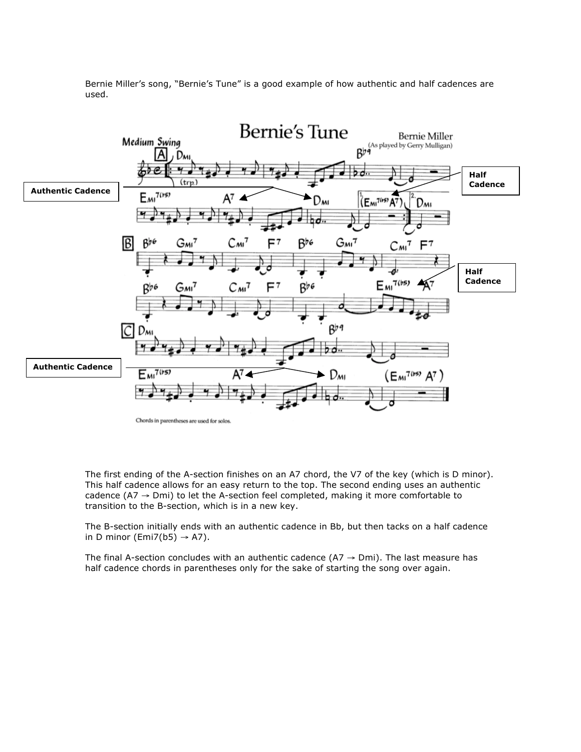Bernie Miller's song, "Bernie's Tune" is a good example of how authentic and half cadences are used.

The first ending of the A-section finishes on an A7 chord, the V7 of the key (which is D minor). This half cadence allows for an easy return to the top. The second ending uses an authentic cadence (A7 → Dmi) to let the A-section feel completed, making it more comfortable to transition to the B-section, which is in a new key.

The B-section initially ends with an authentic cadence in Bb, but then tacks on a half cadence in D minor (Emi7(b5) → A7).

The final A-section concludes with an authentic cadence (A7 → Dmi). The last measure has half cadence chords in parentheses only for the sake of starting the song over again.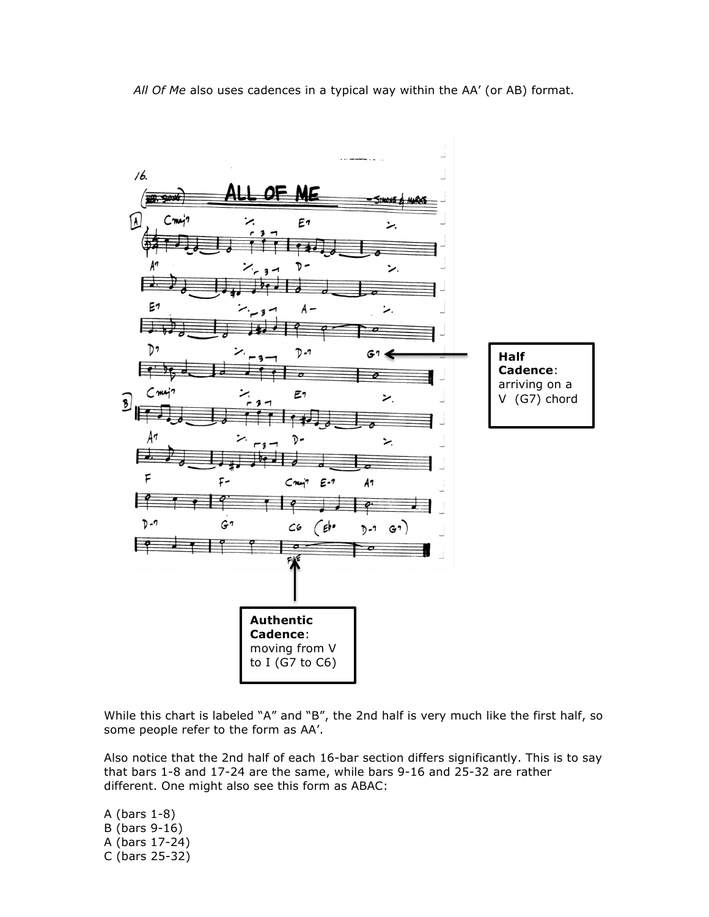*All Of Me* also uses cadences in a typical way within the AA' (or AB) format.

**Half Cadence**: arriving on a V (G7) chord

**Authentic Cadence**: moving from V to I (G7 to C6)

While this chart is labeled "A" and "B", the 2nd half is very much like the first half, so some people refer to the form as AA'.

Also notice that the 2nd half of each 16-bar section differs significantly. This is to say that bars 1-8 and 17-24 are the same, while bars 9-16 and 25-32 are rather different. One might also see this form as ABAC:

A (bars 1-8)
B (bars 9-16)
A (bars 17-24)
C (bars 25-32)